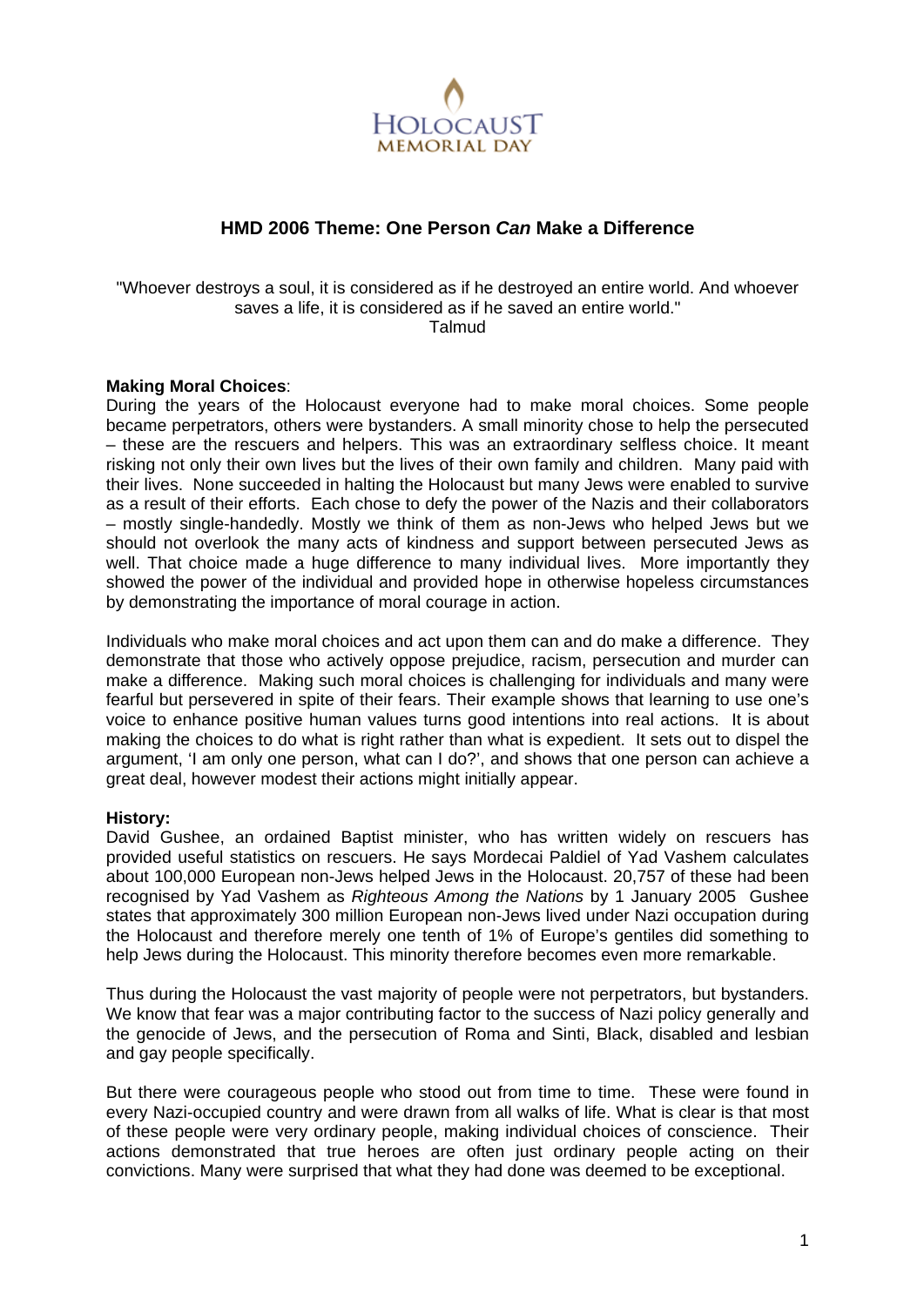HOLOCAUST MEMORIAL DAY

## HMD 2006 Theme: One Person *Can* Make a Difference

"Whoever destroys a soul, it is considered as if he destroyed an entire world. And whoever saves a life, it is considered as if he saved an entire world."
Talmud

**Making Moral Choices**:
During the years of the Holocaust everyone had to make moral choices. Some people became perpetrators, others were bystanders. A small minority chose to help the persecuted – these are the rescuers and helpers. This was an extraordinary selfless choice. It meant risking not only their own lives but the lives of their own family and children. Many paid with their lives. None succeeded in halting the Holocaust but many Jews were enabled to survive as a result of their efforts. Each chose to defy the power of the Nazis and their collaborators – mostly single-handedly. Mostly we think of them as non-Jews who helped Jews but we should not overlook the many acts of kindness and support between persecuted Jews as well. That choice made a huge difference to many individual lives. More importantly they showed the power of the individual and provided hope in otherwise hopeless circumstances by demonstrating the importance of moral courage in action.

Individuals who make moral choices and act upon them can and do make a difference. They demonstrate that those who actively oppose prejudice, racism, persecution and murder can make a difference. Making such moral choices is challenging for individuals and many were fearful but persevered in spite of their fears. Their example shows that learning to use one's voice to enhance positive human values turns good intentions into real actions. It is about making the choices to do what is right rather than what is expedient. It sets out to dispel the argument, 'I am only one person, what can I do?', and shows that one person can achieve a great deal, however modest their actions might initially appear.

**History:**
David Gushee, an ordained Baptist minister, who has written widely on rescuers has provided useful statistics on rescuers. He says Mordecai Paldiel of Yad Vashem calculates about 100,000 European non-Jews helped Jews in the Holocaust. 20,757 of these had been recognised by Yad Vashem as *Righteous Among the Nations* by 1 January 2005 Gushee states that approximately 300 million European non-Jews lived under Nazi occupation during the Holocaust and therefore merely one tenth of 1% of Europe's gentiles did something to help Jews during the Holocaust. This minority therefore becomes even more remarkable.

Thus during the Holocaust the vast majority of people were not perpetrators, but bystanders. We know that fear was a major contributing factor to the success of Nazi policy generally and the genocide of Jews, and the persecution of Roma and Sinti, Black, disabled and lesbian and gay people specifically.

But there were courageous people who stood out from time to time. These were found in every Nazi-occupied country and were drawn from all walks of life. What is clear is that most of these people were very ordinary people, making individual choices of conscience. Their actions demonstrated that true heroes are often just ordinary people acting on their convictions. Many were surprised that what they had done was deemed to be exceptional.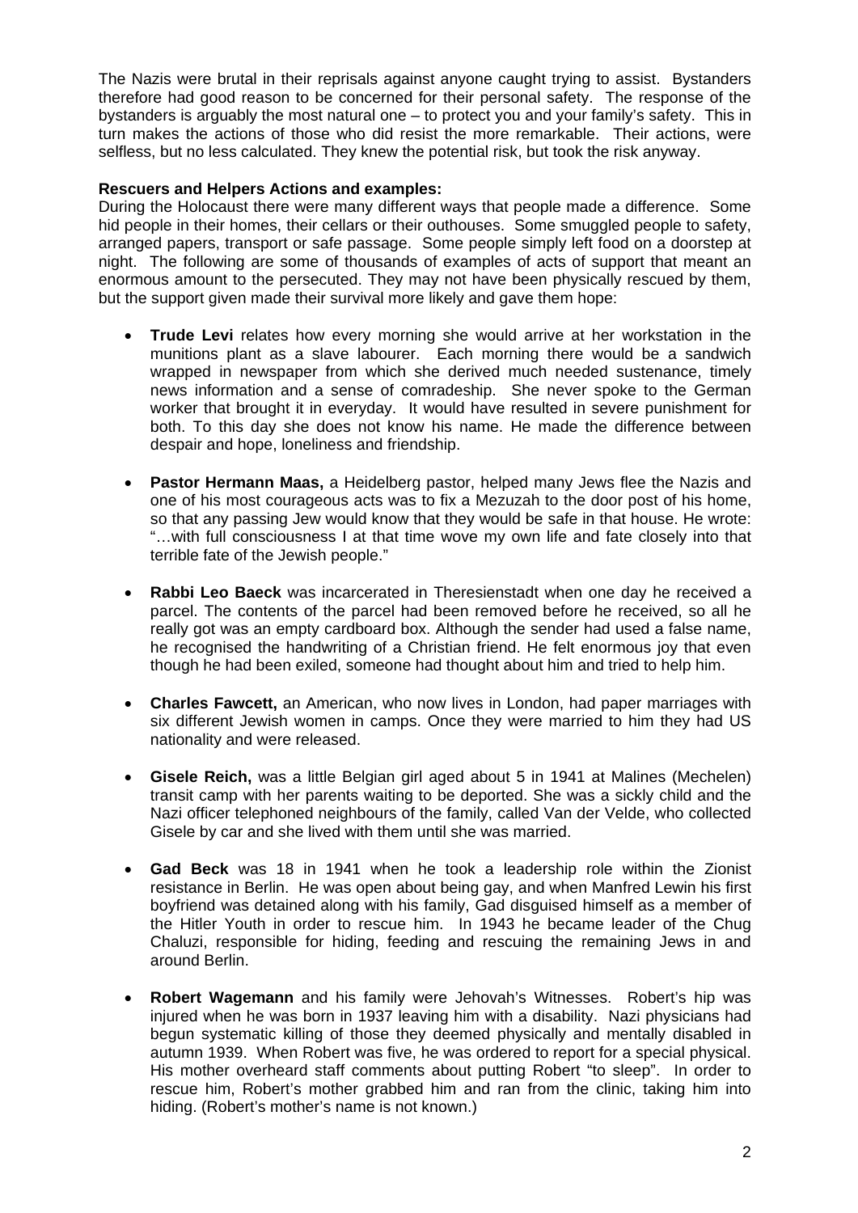The Nazis were brutal in their reprisals against anyone caught trying to assist. Bystanders therefore had good reason to be concerned for their personal safety. The response of the bystanders is arguably the most natural one – to protect you and your family's safety. This in turn makes the actions of those who did resist the more remarkable. Their actions, were selfless, but no less calculated. They knew the potential risk, but took the risk anyway.

**Rescuers and Helpers Actions and examples:**
During the Holocaust there were many different ways that people made a difference. Some hid people in their homes, their cellars or their outhouses. Some smuggled people to safety, arranged papers, transport or safe passage. Some people simply left food on a doorstep at night. The following are some of thousands of examples of acts of support that meant an enormous amount to the persecuted. They may not have been physically rescued by them, but the support given made their survival more likely and gave them hope:

- **Trude Levi** relates how every morning she would arrive at her workstation in the munitions plant as a slave labourer. Each morning there would be a sandwich wrapped in newspaper from which she derived much needed sustenance, timely news information and a sense of comradeship. She never spoke to the German worker that brought it in everyday. It would have resulted in severe punishment for both. To this day she does not know his name. He made the difference between despair and hope, loneliness and friendship.

- **Pastor Hermann Maas,** a Heidelberg pastor, helped many Jews flee the Nazis and one of his most courageous acts was to fix a Mezuzah to the door post of his home, so that any passing Jew would know that they would be safe in that house. He wrote: "…with full consciousness I at that time wove my own life and fate closely into that terrible fate of the Jewish people."

- **Rabbi Leo Baeck** was incarcerated in Theresienstadt when one day he received a parcel. The contents of the parcel had been removed before he received, so all he really got was an empty cardboard box. Although the sender had used a false name, he recognised the handwriting of a Christian friend. He felt enormous joy that even though he had been exiled, someone had thought about him and tried to help him.

- **Charles Fawcett,** an American, who now lives in London, had paper marriages with six different Jewish women in camps. Once they were married to him they had US nationality and were released.

- **Gisele Reich,** was a little Belgian girl aged about 5 in 1941 at Malines (Mechelen) transit camp with her parents waiting to be deported. She was a sickly child and the Nazi officer telephoned neighbours of the family, called Van der Velde, who collected Gisele by car and she lived with them until she was married.

- **Gad Beck** was 18 in 1941 when he took a leadership role within the Zionist resistance in Berlin. He was open about being gay, and when Manfred Lewin his first boyfriend was detained along with his family, Gad disguised himself as a member of the Hitler Youth in order to rescue him. In 1943 he became leader of the Chug Chaluzi, responsible for hiding, feeding and rescuing the remaining Jews in and around Berlin.

- **Robert Wagemann** and his family were Jehovah's Witnesses. Robert's hip was injured when he was born in 1937 leaving him with a disability. Nazi physicians had begun systematic killing of those they deemed physically and mentally disabled in autumn 1939. When Robert was five, he was ordered to report for a special physical. His mother overheard staff comments about putting Robert "to sleep". In order to rescue him, Robert's mother grabbed him and ran from the clinic, taking him into hiding. (Robert's mother's name is not known.)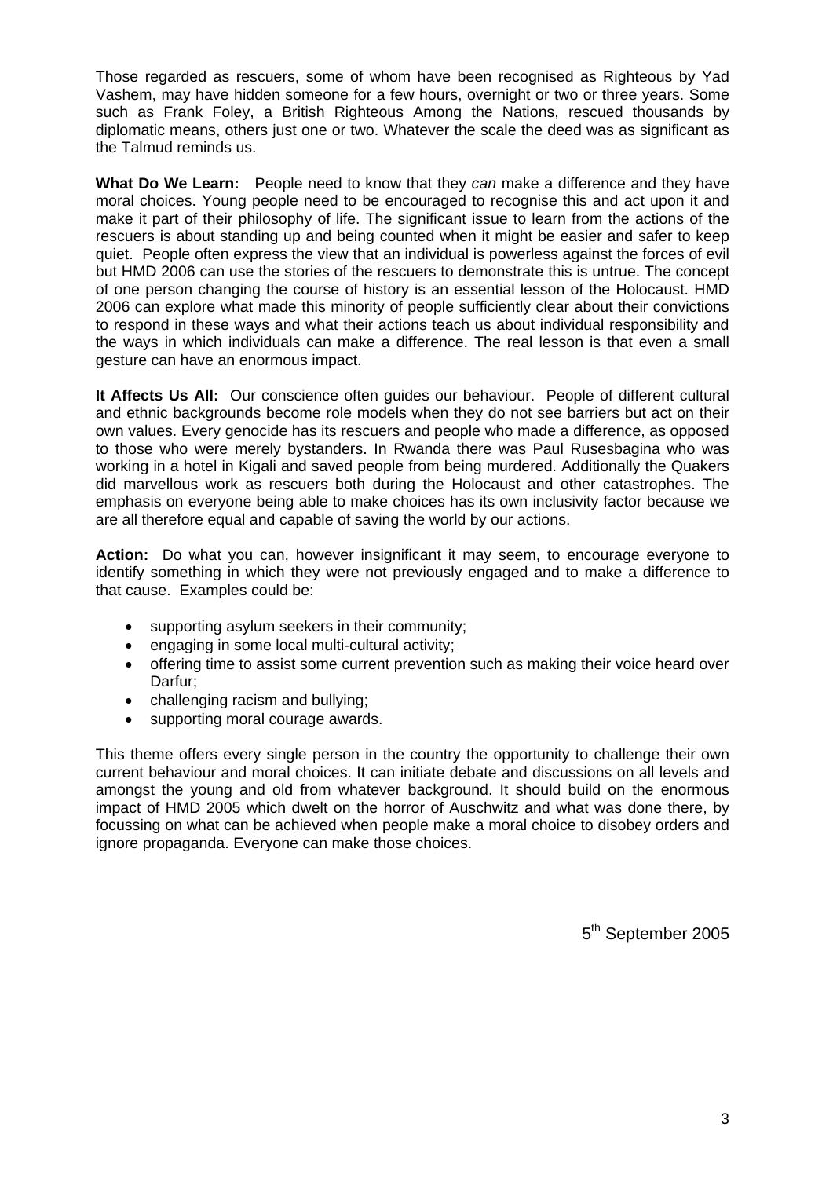Those regarded as rescuers, some of whom have been recognised as Righteous by Yad Vashem, may have hidden someone for a few hours, overnight or two or three years. Some such as Frank Foley, a British Righteous Among the Nations, rescued thousands by diplomatic means, others just one or two. Whatever the scale the deed was as significant as the Talmud reminds us.

**What Do We Learn:** People need to know that they *can* make a difference and they have moral choices. Young people need to be encouraged to recognise this and act upon it and make it part of their philosophy of life. The significant issue to learn from the actions of the rescuers is about standing up and being counted when it might be easier and safer to keep quiet. People often express the view that an individual is powerless against the forces of evil but HMD 2006 can use the stories of the rescuers to demonstrate this is untrue. The concept of one person changing the course of history is an essential lesson of the Holocaust. HMD 2006 can explore what made this minority of people sufficiently clear about their convictions to respond in these ways and what their actions teach us about individual responsibility and the ways in which individuals can make a difference. The real lesson is that even a small gesture can have an enormous impact.

**It Affects Us All:** Our conscience often guides our behaviour. People of different cultural and ethnic backgrounds become role models when they do not see barriers but act on their own values. Every genocide has its rescuers and people who made a difference, as opposed to those who were merely bystanders. In Rwanda there was Paul Rusesbagina who was working in a hotel in Kigali and saved people from being murdered. Additionally the Quakers did marvellous work as rescuers both during the Holocaust and other catastrophes. The emphasis on everyone being able to make choices has its own inclusivity factor because we are all therefore equal and capable of saving the world by our actions.

**Action:** Do what you can, however insignificant it may seem, to encourage everyone to identify something in which they were not previously engaged and to make a difference to that cause. Examples could be:

- supporting asylum seekers in their community;
- engaging in some local multi-cultural activity;
- offering time to assist some current prevention such as making their voice heard over Darfur;
- challenging racism and bullying;
- supporting moral courage awards.

This theme offers every single person in the country the opportunity to challenge their own current behaviour and moral choices. It can initiate debate and discussions on all levels and amongst the young and old from whatever background. It should build on the enormous impact of HMD 2005 which dwelt on the horror of Auschwitz and what was done there, by focussing on what can be achieved when people make a moral choice to disobey orders and ignore propaganda. Everyone can make those choices.

5th September 2005